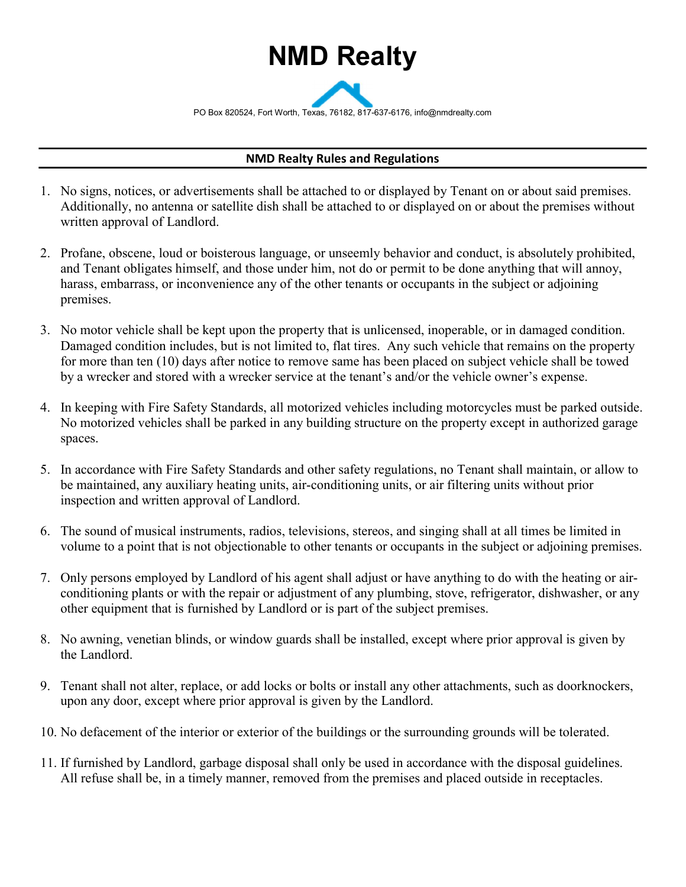# NMD Realty

PO Box 820524, Fort Worth, Texas, 76182, 817-637-6176, info@nmdrealty.com

## NMD Realty Rules and Regulations

1. No signs, notices, or advertisements shall be attached to or displayed by Tenant on or about said premises. Additionally, no antenna or satellite dish shall be attached to or displayed on or about the premises without written approval of Landlord.

2. Profane, obscene, loud or boisterous language, or unseemly behavior and conduct, is absolutely prohibited, and Tenant obligates himself, and those under him, not do or permit to be done anything that will annoy, harass, embarrass, or inconvenience any of the other tenants or occupants in the subject or adjoining premises.

3. No motor vehicle shall be kept upon the property that is unlicensed, inoperable, or in damaged condition. Damaged condition includes, but is not limited to, flat tires. Any such vehicle that remains on the property for more than ten (10) days after notice to remove same has been placed on subject vehicle shall be towed by a wrecker and stored with a wrecker service at the tenant's and/or the vehicle owner's expense.

4. In keeping with Fire Safety Standards, all motorized vehicles including motorcycles must be parked outside. No motorized vehicles shall be parked in any building structure on the property except in authorized garage spaces.

5. In accordance with Fire Safety Standards and other safety regulations, no Tenant shall maintain, or allow to be maintained, any auxiliary heating units, air-conditioning units, or air filtering units without prior inspection and written approval of Landlord.

6. The sound of musical instruments, radios, televisions, stereos, and singing shall at all times be limited in volume to a point that is not objectionable to other tenants or occupants in the subject or adjoining premises.

7. Only persons employed by Landlord of his agent shall adjust or have anything to do with the heating or air-conditioning plants or with the repair or adjustment of any plumbing, stove, refrigerator, dishwasher, or any other equipment that is furnished by Landlord or is part of the subject premises.

8. No awning, venetian blinds, or window guards shall be installed, except where prior approval is given by the Landlord.

9. Tenant shall not alter, replace, or add locks or bolts or install any other attachments, such as doorknockers, upon any door, except where prior approval is given by the Landlord.

10. No defacement of the interior or exterior of the buildings or the surrounding grounds will be tolerated.

11. If furnished by Landlord, garbage disposal shall only be used in accordance with the disposal guidelines. All refuse shall be, in a timely manner, removed from the premises and placed outside in receptacles.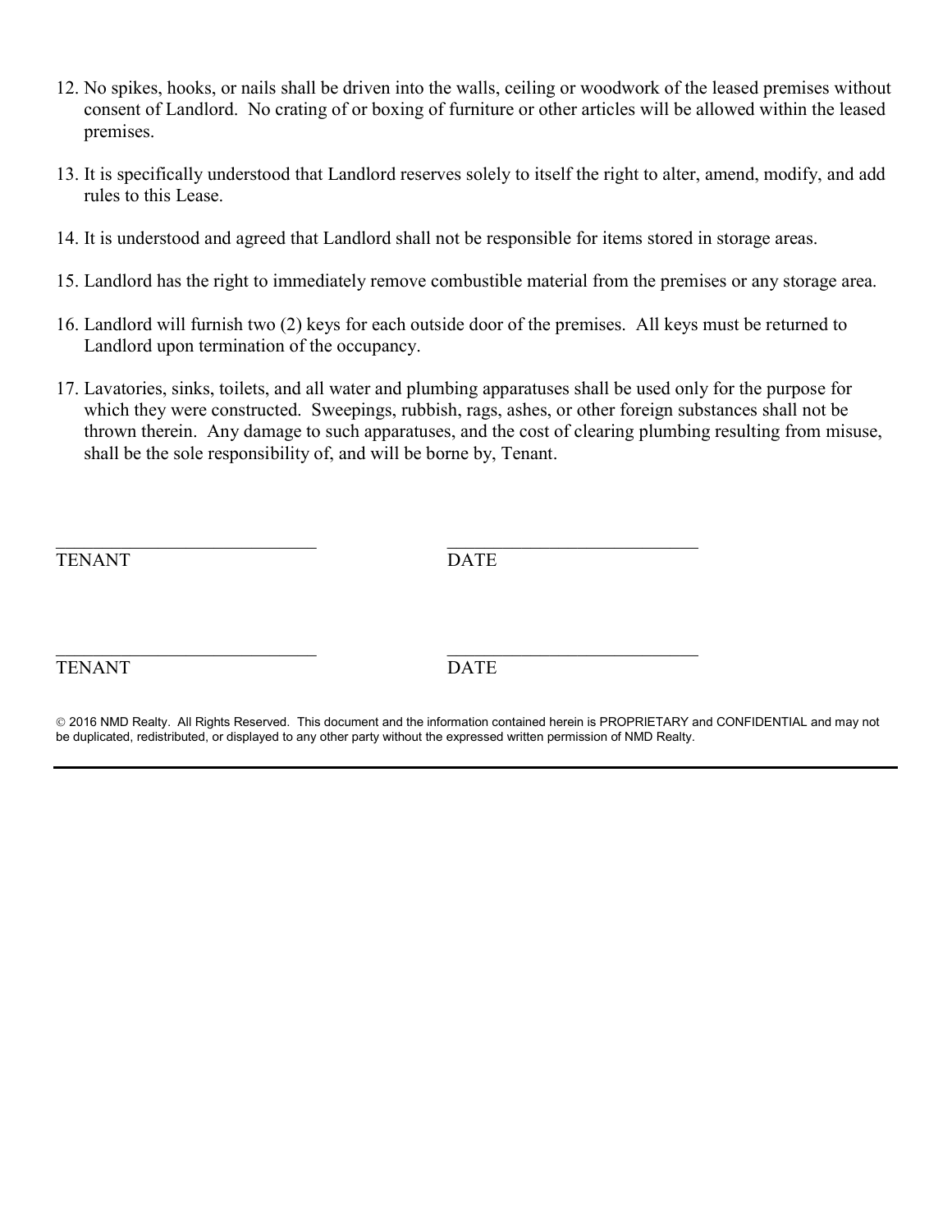12. No spikes, hooks, or nails shall be driven into the walls, ceiling or woodwork of the leased premises without consent of Landlord. No crating of or boxing of furniture or other articles will be allowed within the leased premises.

13. It is specifically understood that Landlord reserves solely to itself the right to alter, amend, modify, and add rules to this Lease.

14. It is understood and agreed that Landlord shall not be responsible for items stored in storage areas.

15. Landlord has the right to immediately remove combustible material from the premises or any storage area.

16. Landlord will furnish two (2) keys for each outside door of the premises. All keys must be returned to Landlord upon termination of the occupancy.

17. Lavatories, sinks, toilets, and all water and plumbing apparatuses shall be used only for the purpose for which they were constructed. Sweepings, rubbish, rags, ashes, or other foreign substances shall not be thrown therein. Any damage to such apparatuses, and the cost of clearing plumbing resulting from misuse, shall be the sole responsibility of, and will be borne by, Tenant.

\_\_\_\_\_\_\_\_\_\_\_\_\_\_\_\_\_\_\_\_\_\_\_\_\_\_\_\_ \_\_\_\_\_\_\_\_\_\_\_\_\_\_\_\_\_\_\_\_\_\_\_\_\_\_\_\_

TENANT DATE

\_\_\_\_\_\_\_\_\_\_\_\_\_\_\_\_\_\_\_\_\_\_\_\_\_\_\_\_ \_\_\_\_\_\_\_\_\_\_\_\_\_\_\_\_\_\_\_\_\_\_\_\_\_\_\_\_

TENANT DATE

© 2016 NMD Realty. All Rights Reserved. This document and the information contained herein is PROPRIETARY and CONFIDENTIAL and may not be duplicated, redistributed, or displayed to any other party without the expressed written permission of NMD Realty.